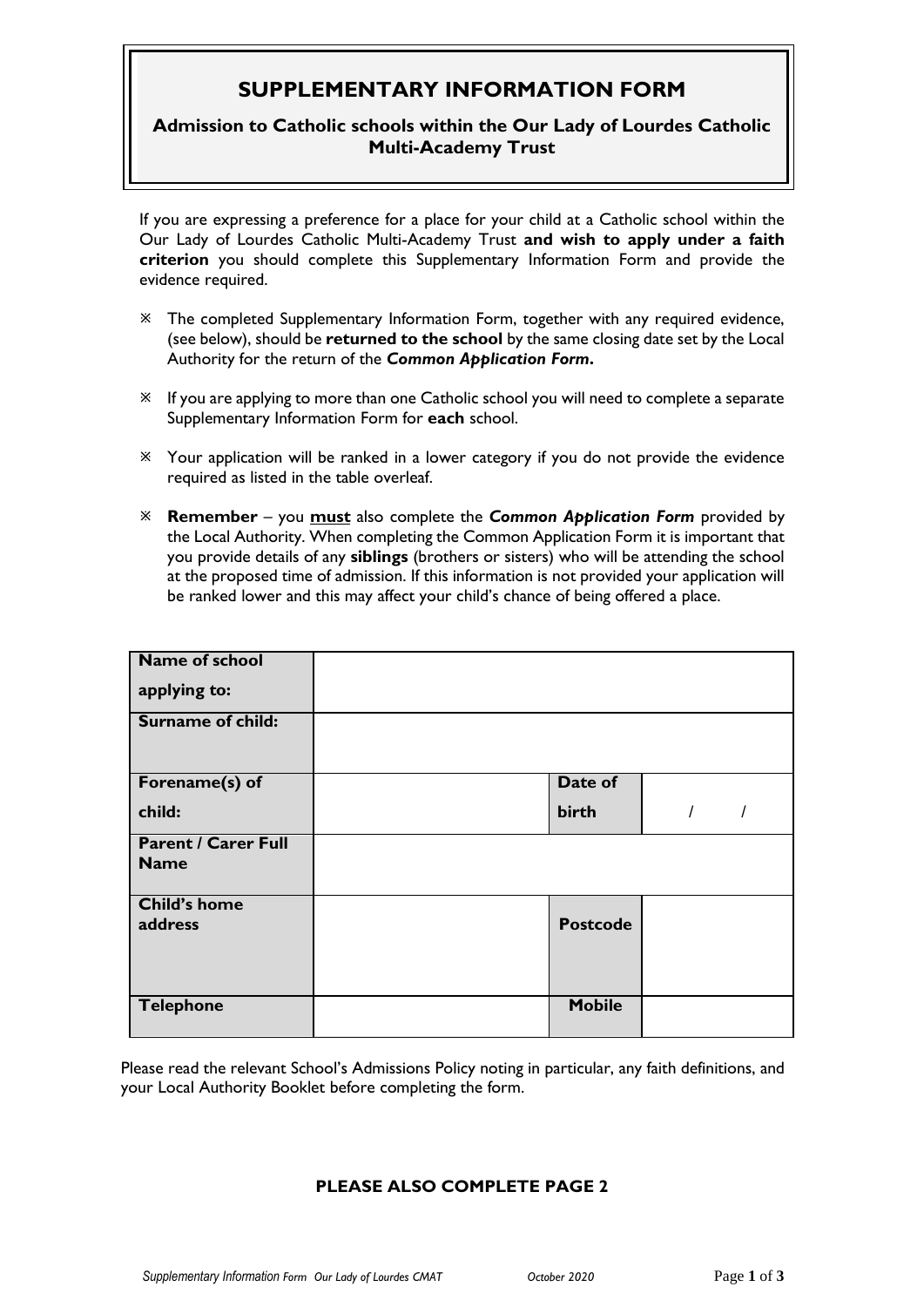# SUPPLEMENTARY INFORMATION FORM

## Admission to Catholic schools within the Our Lady of Lourdes Catholic Multi-Academy Trust

If you are expressing a preference for a place for your child at a Catholic school within the Our Lady of Lourdes Catholic Multi-Academy Trust **and wish to apply under a faith criterion** you should complete this Supplementary Information Form and provide the evidence required.

- The completed Supplementary Information Form, together with any required evidence, (see below), should be **returned to the school** by the same closing date set by the Local Authority for the return of the ***Common Application Form*.**
- If you are applying to more than one Catholic school you will need to complete a separate Supplementary Information Form for **each** school.
- Your application will be ranked in a lower category if you do not provide the evidence required as listed in the table overleaf.
- **Remember** – you **must** also complete the ***Common Application Form*** provided by the Local Authority. When completing the Common Application Form it is important that you provide details of any **siblings** (brothers or sisters) who will be attending the school at the proposed time of admission. If this information is not provided your application will be ranked lower and this may affect your child's chance of being offered a place.

| **Name of school applying to:** | | | |
|---|---|---|---|
| **Surname of child:** | | | |
| **Forename(s) of child:** | | **Date of birth** | / / |
| **Parent / Carer Full Name** | | | |
| **Child's home address** | | **Postcode** | |
| **Telephone** | | **Mobile** | |

Please read the relevant School's Admissions Policy noting in particular, any faith definitions, and your Local Authority Booklet before completing the form.

**PLEASE ALSO COMPLETE PAGE 2**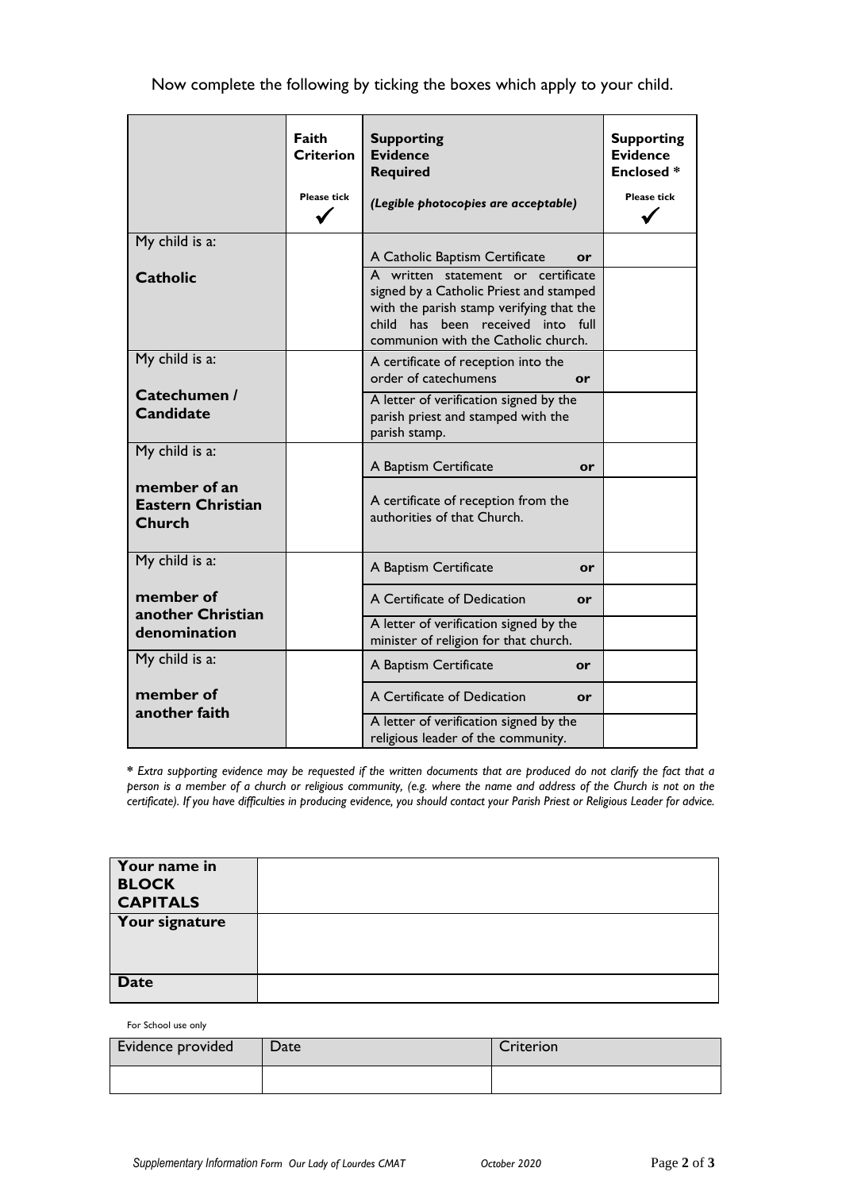Now complete the following by ticking the boxes which apply to your child.

| | **Faith Criterion** **Please tick** ✓ | **Supporting Evidence Required** *(Legible photocopies are acceptable)* | **Supporting Evidence Enclosed \*** **Please tick** ✓ |
|---|---|---|---|
| My child is a: **Catholic** | | A Catholic Baptism Certificate **or** | |
| | | A written statement or certificate signed by a Catholic Priest and stamped with the parish stamp verifying that the child has been received into full communion with the Catholic church. | |
| My child is a: **Catechumen / Candidate** | | A certificate of reception into the order of catechumens **or** | |
| | | A letter of verification signed by the parish priest and stamped with the parish stamp. | |
| My child is a: **member of an Eastern Christian Church** | | A Baptism Certificate **or** | |
| | | A certificate of reception from the authorities of that Church. | |
| My child is a: **member of another Christian denomination** | | A Baptism Certificate **or** | |
| | | A Certificate of Dedication **or** | |
| | | A letter of verification signed by the minister of religion for that church. | |
| My child is a: **member of another faith** | | A Baptism Certificate **or** | |
| | | A Certificate of Dedication **or** | |
| | | A letter of verification signed by the religious leader of the community. | |

\* *Extra supporting evidence may be requested if the written documents that are produced do not clarify the fact that a person is a member of a church or religious community, (e.g. where the name and address of the Church is not on the certificate). If you have difficulties in producing evidence, you should contact your Parish Priest or Religious Leader for advice.*

| **Your name in BLOCK CAPITALS** | |
|---|---|
| **Your signature** | |
| **Date** | |

For School use only

| Evidence provided | Date | Criterion |
|---|---|---|
| | | |

*Supplementary Information Form Our Lady of Lourdes CMAT* *October 2020*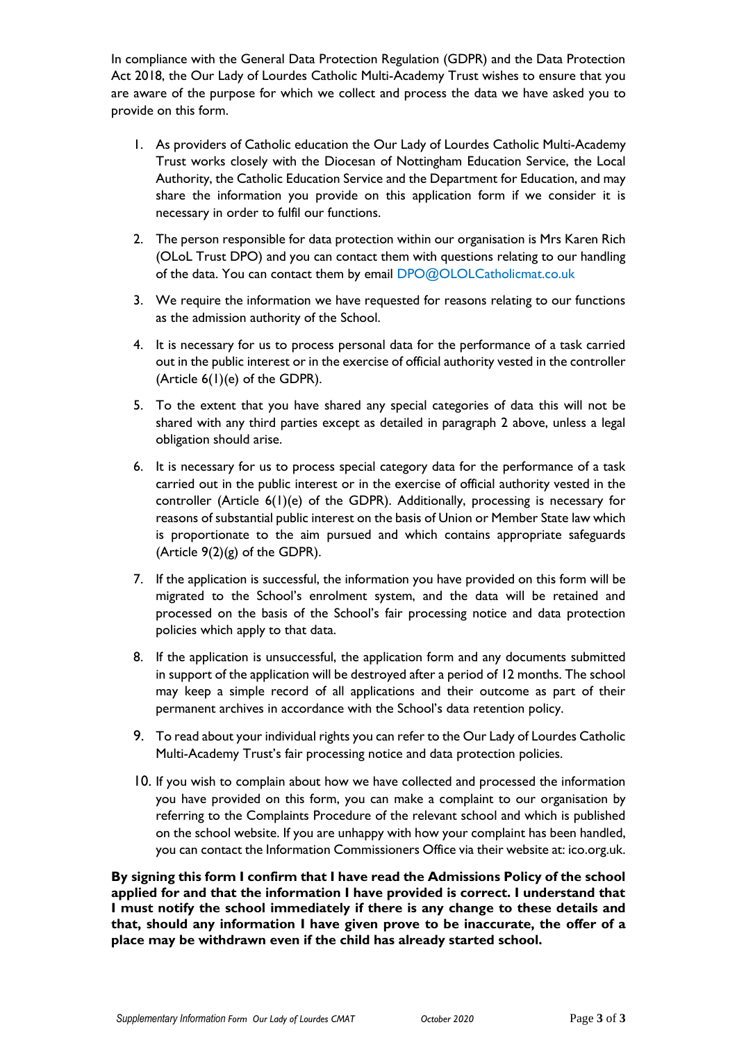In compliance with the General Data Protection Regulation (GDPR) and the Data Protection Act 2018, the Our Lady of Lourdes Catholic Multi-Academy Trust wishes to ensure that you are aware of the purpose for which we collect and process the data we have asked you to provide on this form.

1. As providers of Catholic education the Our Lady of Lourdes Catholic Multi-Academy Trust works closely with the Diocesan of Nottingham Education Service, the Local Authority, the Catholic Education Service and the Department for Education, and may share the information you provide on this application form if we consider it is necessary in order to fulfil our functions.
2. The person responsible for data protection within our organisation is Mrs Karen Rich (OLoL Trust DPO) and you can contact them with questions relating to our handling of the data. You can contact them by email DPO@OLOLCatholicmat.co.uk
3. We require the information we have requested for reasons relating to our functions as the admission authority of the School.
4. It is necessary for us to process personal data for the performance of a task carried out in the public interest or in the exercise of official authority vested in the controller (Article 6(1)(e) of the GDPR).
5. To the extent that you have shared any special categories of data this will not be shared with any third parties except as detailed in paragraph 2 above, unless a legal obligation should arise.
6. It is necessary for us to process special category data for the performance of a task carried out in the public interest or in the exercise of official authority vested in the controller (Article 6(1)(e) of the GDPR). Additionally, processing is necessary for reasons of substantial public interest on the basis of Union or Member State law which is proportionate to the aim pursued and which contains appropriate safeguards (Article 9(2)(g) of the GDPR).
7. If the application is successful, the information you have provided on this form will be migrated to the School's enrolment system, and the data will be retained and processed on the basis of the School's fair processing notice and data protection policies which apply to that data.
8. If the application is unsuccessful, the application form and any documents submitted in support of the application will be destroyed after a period of 12 months. The school may keep a simple record of all applications and their outcome as part of their permanent archives in accordance with the School's data retention policy.
9. To read about your individual rights you can refer to the Our Lady of Lourdes Catholic Multi-Academy Trust's fair processing notice and data protection policies.
10. If you wish to complain about how we have collected and processed the information you have provided on this form, you can make a complaint to our organisation by referring to the Complaints Procedure of the relevant school and which is published on the school website. If you are unhappy with how your complaint has been handled, you can contact the Information Commissioners Office via their website at: ico.org.uk.

**By signing this form I confirm that I have read the Admissions Policy of the school applied for and that the information I have provided is correct. I understand that I must notify the school immediately if there is any change to these details and that, should any information I have given prove to be inaccurate, the offer of a place may be withdrawn even if the child has already started school.**